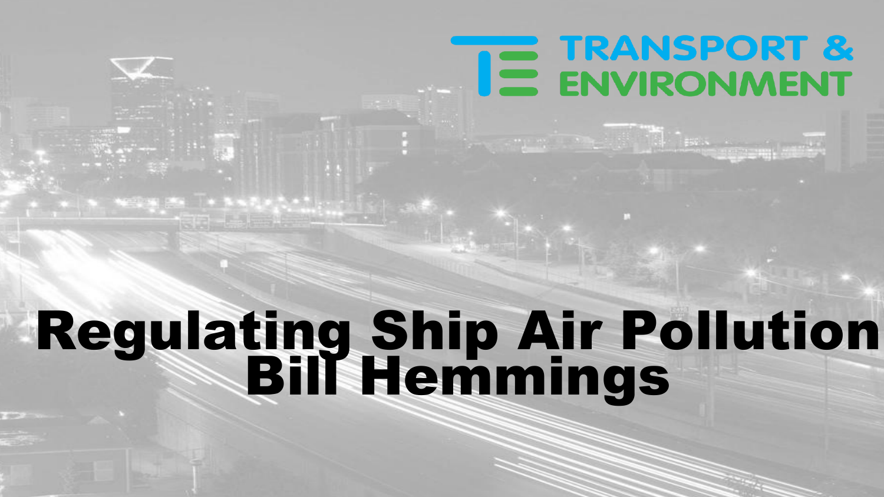TRANSPORT & ENVIRONMENT

# Regulating Ship Air Pollution

## Bill Hemmings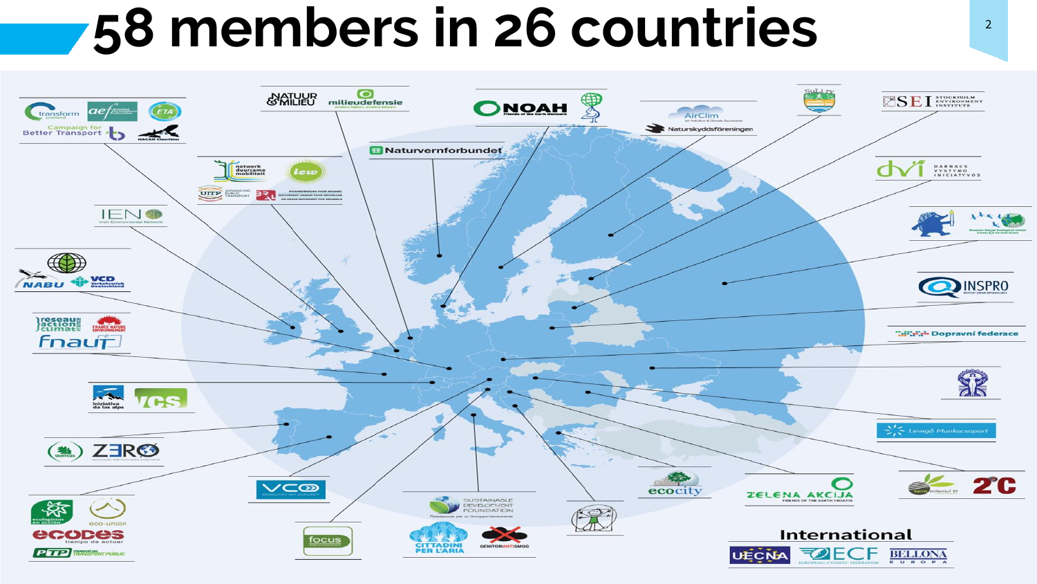# 58 members in 26 countries

transform scotland
aef
ETA
Campaign for Better Transport
MACAN

NATUUR & MILIEU
milieudefensie

NOAH Friends of the Earth Denmark

AirClim
Naturskyddsföreningen

SEI Stockholm Environment Institute

Naturvernforbundet

netwerk duurzame mobiliteit
iew
UITP Advancing Public Transport

IEN Irish Environmental Network

dvi Darnaus Vystymo Iniciatyvos

Russian Social Ecological Union Friends of the Earth Russia

NABU
VCD Verkehrsclub Deutschland

INSPRO

réseau action climat
France Nature Environnement
fnaut

Dopravní federace

iniziativa da las alps
VCS

Levegő Munkacsoport

quercus
ZERO

VCÖ

Sustainable Development Foundation

ecocity

ZELENA AKCIJA Friends of the Earth Croatia

terra mileniul III
2°C

ecologistas en acción
eco-union
ecodes
PTP

focus

CITTADINI PER L'ARIA
GENITORIANTISMOG

International

UECNA
ECF European Cyclists' Federation
BELLONA Europa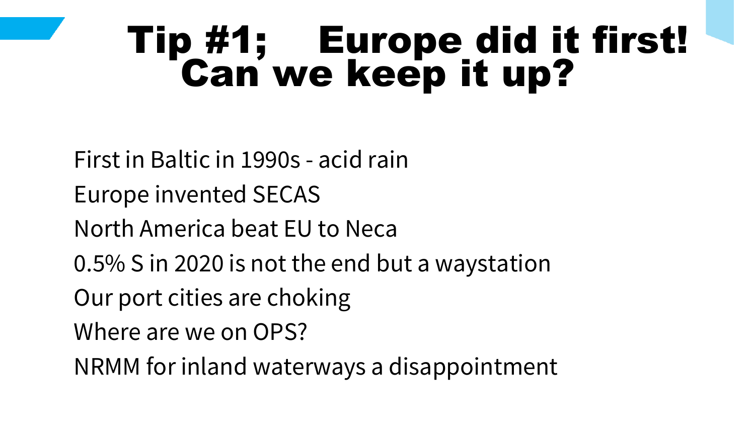# Tip #1; Europe did it first! Can we keep it up?

First in Baltic in 1990s - acid rain

Europe invented SECAS

North America beat EU to Neca

0.5% S in 2020 is not the end but a waystation

Our port cities are choking

Where are we on OPS?

NRMM for inland waterways a disappointment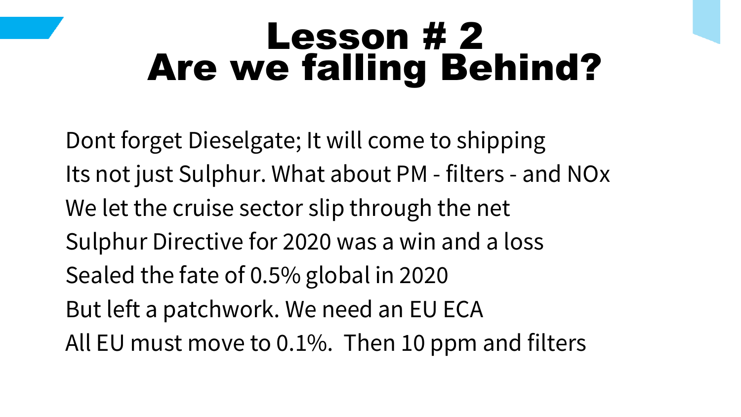# Lesson # 2
# Are we falling Behind?

Dont forget Dieselgate; It will come to shipping

Its not just Sulphur. What about PM - filters - and NOx

We let the cruise sector slip through the net

Sulphur Directive for 2020 was a win and a loss

Sealed the fate of 0.5% global in 2020

But left a patchwork. We need an EU ECA

All EU must move to 0.1%.  Then 10 ppm and filters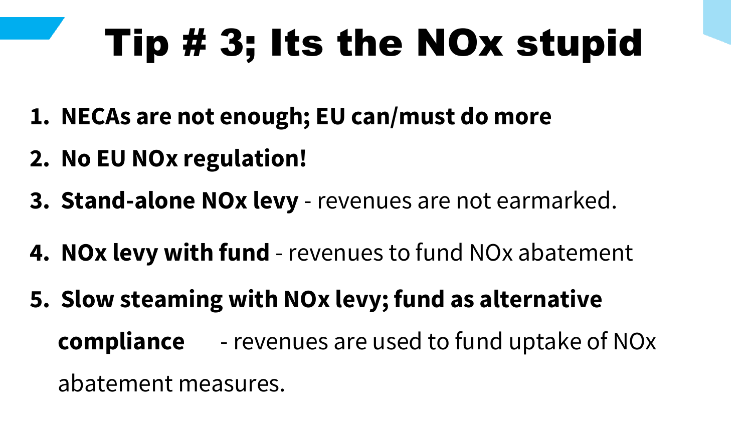# Tip # 3; Its the NOx stupid

1. **NECAs are not enough; EU can/must do more**
2. **No EU NOx regulation!**
3. **Stand-alone NOx levy** - revenues are not earmarked.
4. **NOx levy with fund** - revenues to fund NOx abatement
5. **Slow steaming with NOx levy; fund as alternative compliance** - revenues are used to fund uptake of NOx abatement measures.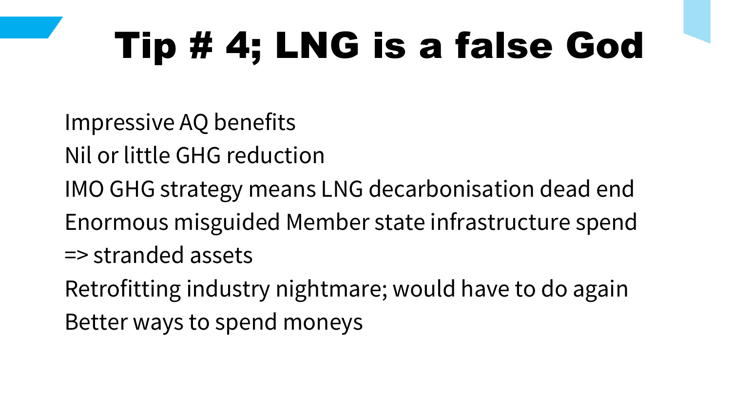# Tip # 4; LNG is a false God

Impressive AQ benefits

Nil or little GHG reduction

IMO GHG strategy means LNG decarbonisation dead end

Enormous misguided Member state infrastructure spend

=> stranded assets

Retrofitting industry nightmare; would have to do again

Better ways to spend moneys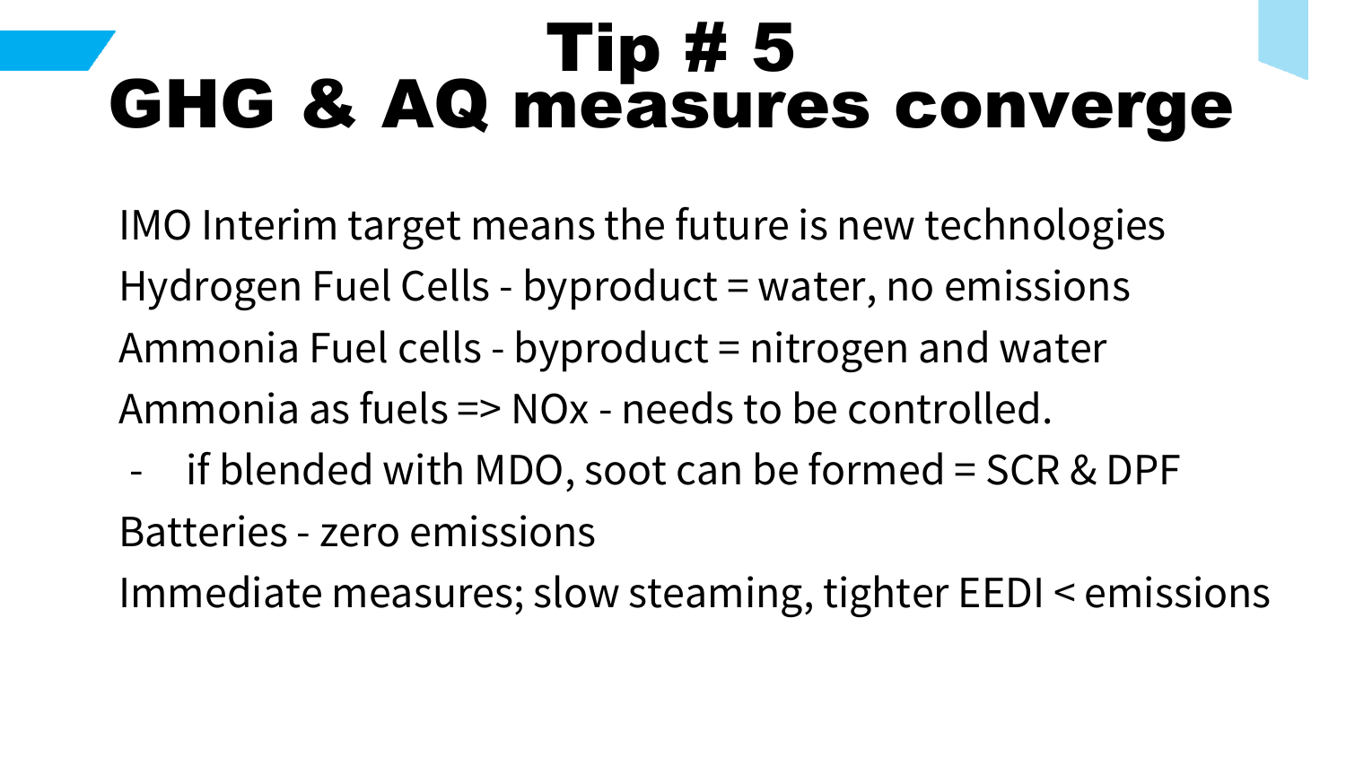# Tip # 5
# GHG & AQ measures converge

IMO Interim target means the future is new technologies

Hydrogen Fuel Cells - byproduct = water, no emissions

Ammonia Fuel cells - byproduct = nitrogen and water

Ammonia as fuels => NOx - needs to be controlled.

- if blended with MDO, soot can be formed = SCR & DPF

Batteries - zero emissions

Immediate measures; slow steaming, tighter EEDI < emissions